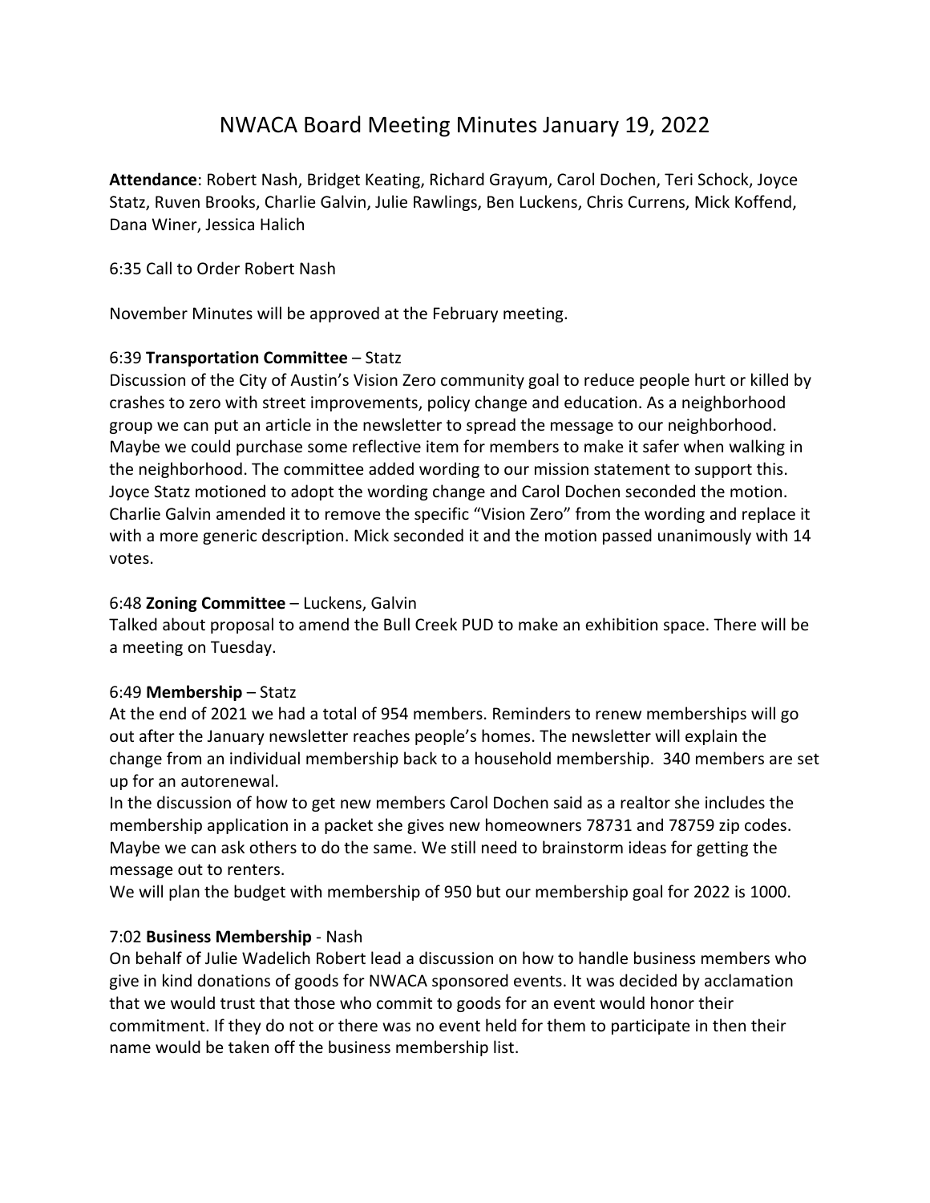# NWACA Board Meeting Minutes January 19, 2022

**Attendance**: Robert Nash, Bridget Keating, Richard Grayum, Carol Dochen, Teri Schock, Joyce Statz, Ruven Brooks, Charlie Galvin, Julie Rawlings, Ben Luckens, Chris Currens, Mick Koffend, Dana Winer, Jessica Halich

6:35 Call to Order Robert Nash

November Minutes will be approved at the February meeting.

6:39 **Transportation Committee** – Statz
Discussion of the City of Austin's Vision Zero community goal to reduce people hurt or killed by crashes to zero with street improvements, policy change and education. As a neighborhood group we can put an article in the newsletter to spread the message to our neighborhood. Maybe we could purchase some reflective item for members to make it safer when walking in the neighborhood. The committee added wording to our mission statement to support this. Joyce Statz motioned to adopt the wording change and Carol Dochen seconded the motion. Charlie Galvin amended it to remove the specific "Vision Zero" from the wording and replace it with a more generic description. Mick seconded it and the motion passed unanimously with 14 votes.

6:48 **Zoning Committee** – Luckens, Galvin
Talked about proposal to amend the Bull Creek PUD to make an exhibition space. There will be a meeting on Tuesday.

6:49 **Membership** – Statz
At the end of 2021 we had a total of 954 members. Reminders to renew memberships will go out after the January newsletter reaches people's homes. The newsletter will explain the change from an individual membership back to a household membership. 340 members are set up for an autorenewal.
In the discussion of how to get new members Carol Dochen said as a realtor she includes the membership application in a packet she gives new homeowners 78731 and 78759 zip codes. Maybe we can ask others to do the same. We still need to brainstorm ideas for getting the message out to renters.
We will plan the budget with membership of 950 but our membership goal for 2022 is 1000.

7:02 **Business Membership** - Nash
On behalf of Julie Wadelich Robert lead a discussion on how to handle business members who give in kind donations of goods for NWACA sponsored events. It was decided by acclamation that we would trust that those who commit to goods for an event would honor their commitment. If they do not or there was no event held for them to participate in then their name would be taken off the business membership list.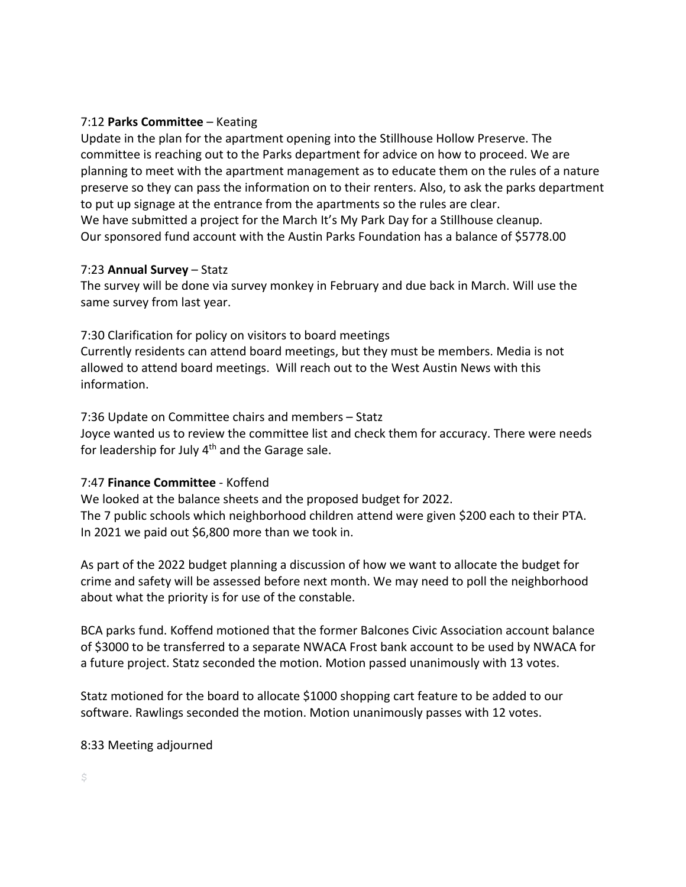7:12 **Parks Committee** – Keating

Update in the plan for the apartment opening into the Stillhouse Hollow Preserve. The committee is reaching out to the Parks department for advice on how to proceed. We are planning to meet with the apartment management as to educate them on the rules of a nature preserve so they can pass the information on to their renters. Also, to ask the parks department to put up signage at the entrance from the apartments so the rules are clear.

We have submitted a project for the March It's My Park Day for a Stillhouse cleanup.

Our sponsored fund account with the Austin Parks Foundation has a balance of $5778.00

7:23 **Annual Survey** – Statz

The survey will be done via survey monkey in February and due back in March. Will use the same survey from last year.

7:30 Clarification for policy on visitors to board meetings

Currently residents can attend board meetings, but they must be members. Media is not allowed to attend board meetings. Will reach out to the West Austin News with this information.

7:36 Update on Committee chairs and members – Statz

Joyce wanted us to review the committee list and check them for accuracy. There were needs for leadership for July 4th and the Garage sale.

7:47 **Finance Committee** - Koffend

We looked at the balance sheets and the proposed budget for 2022.

The 7 public schools which neighborhood children attend were given $200 each to their PTA.

In 2021 we paid out $6,800 more than we took in.

As part of the 2022 budget planning a discussion of how we want to allocate the budget for crime and safety will be assessed before next month. We may need to poll the neighborhood about what the priority is for use of the constable.

BCA parks fund. Koffend motioned that the former Balcones Civic Association account balance of $3000 to be transferred to a separate NWACA Frost bank account to be used by NWACA for a future project. Statz seconded the motion. Motion passed unanimously with 13 votes.

Statz motioned for the board to allocate $1000 shopping cart feature to be added to our software. Rawlings seconded the motion. Motion unanimously passes with 12 votes.

8:33 Meeting adjourned

$